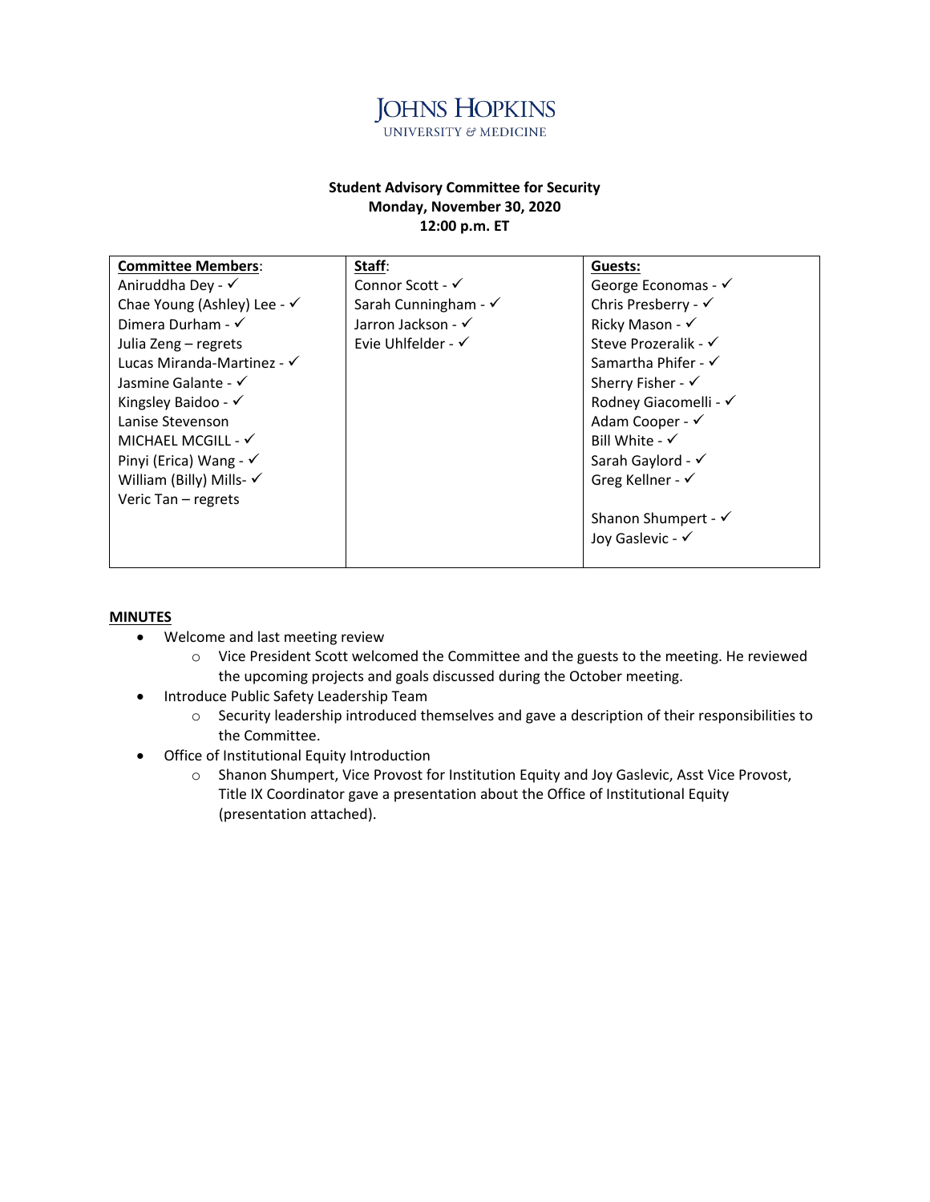JOHNS HOPKINS
UNIVERSITY & MEDICINE

**Student Advisory Committee for Security**
**Monday, November 30, 2020**
**12:00 p.m. ET**

| **Committee Members**: | **Staff**: | **Guests:** |
|---|---|---|
| Aniruddha Dey - ✓ | Connor Scott - ✓ | George Economas - ✓ |
| Chae Young (Ashley) Lee - ✓ | Sarah Cunningham - ✓ | Chris Presberry - ✓ |
| Dimera Durham - ✓ | Jarron Jackson - ✓ | Ricky Mason - ✓ |
| Julia Zeng – regrets | Evie Uhlfelder - ✓ | Steve Prozeralik - ✓ |
| Lucas Miranda-Martinez - ✓ | | Samartha Phifer - ✓ |
| Jasmine Galante - ✓ | | Sherry Fisher - ✓ |
| Kingsley Baidoo - ✓ | | Rodney Giacomelli - ✓ |
| Lanise Stevenson | | Adam Cooper - ✓ |
| MICHAEL MCGILL - ✓ | | Bill White - ✓ |
| Pinyi (Erica) Wang - ✓ | | Sarah Gaylord - ✓ |
| William (Billy) Mills- ✓ | | Greg Kellner - ✓ |
| Veric Tan – regrets | | |
| | | Shanon Shumpert - ✓ |
| | | Joy Gaslevic - ✓ |

**MINUTES**

- Welcome and last meeting review
  - Vice President Scott welcomed the Committee and the guests to the meeting. He reviewed the upcoming projects and goals discussed during the October meeting.
- Introduce Public Safety Leadership Team
  - Security leadership introduced themselves and gave a description of their responsibilities to the Committee.
- Office of Institutional Equity Introduction
  - Shanon Shumpert, Vice Provost for Institution Equity and Joy Gaslevic, Asst Vice Provost, Title IX Coordinator gave a presentation about the Office of Institutional Equity (presentation attached).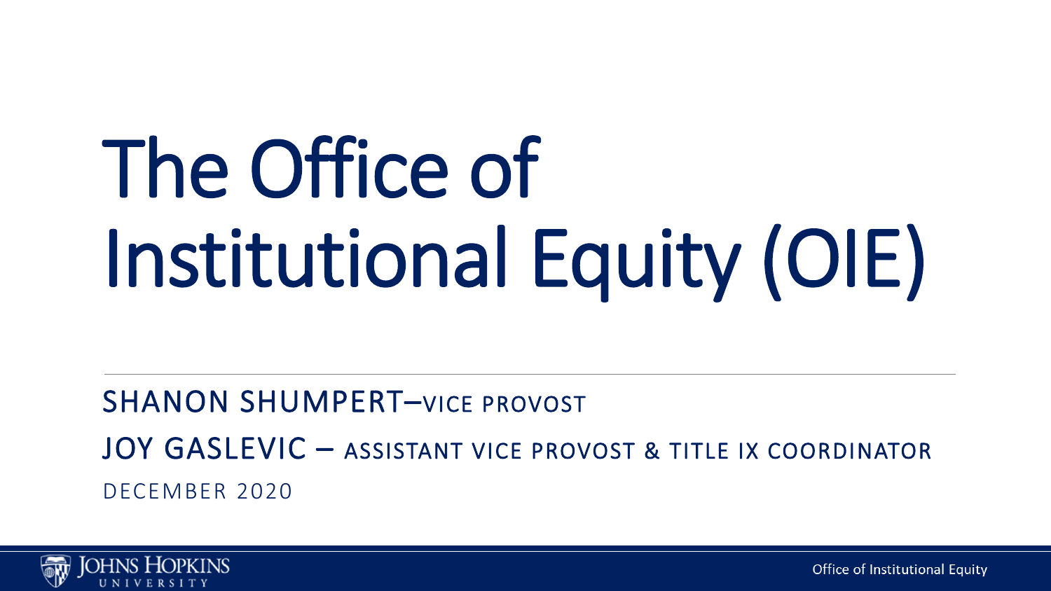# The Office of Institutional Equity (OIE)

SHANON SHUMPERT–VICE PROVOST

JOY GASLEVIC – ASSISTANT VICE PROVOST & TITLE IX COORDINATOR

DECEMBER 2020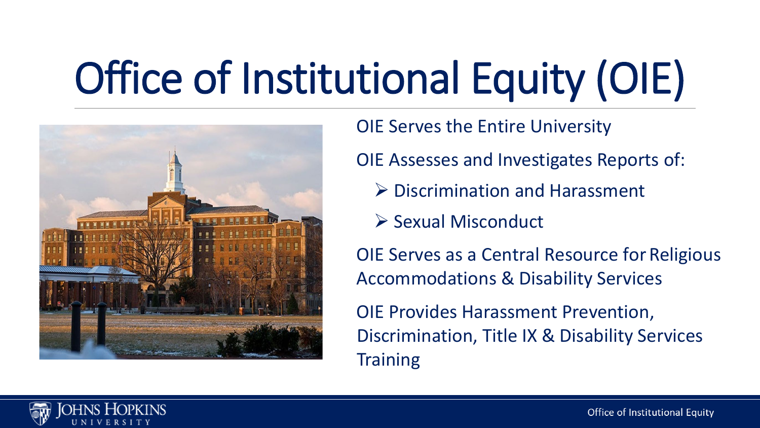# Office of Institutional Equity (OIE)

OIE Serves the Entire University

OIE Assesses and Investigates Reports of:

- Discrimination and Harassment
- Sexual Misconduct

OIE Serves as a Central Resource for Religious Accommodations & Disability Services

OIE Provides Harassment Prevention, Discrimination, Title IX & Disability Services Training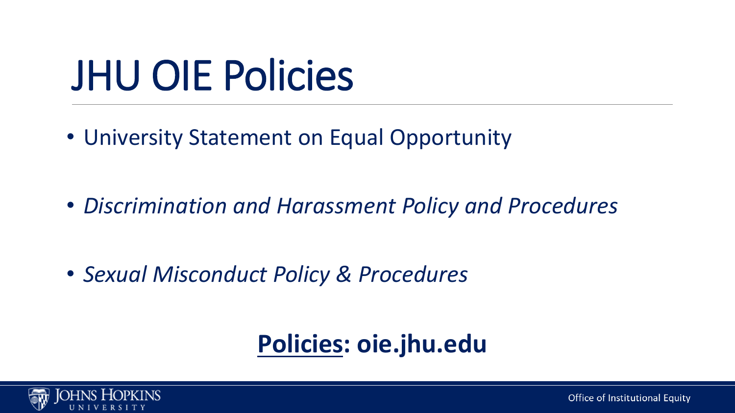# JHU OIE Policies

- University Statement on Equal Opportunity
- *Discrimination and Harassment Policy and Procedures*
- *Sexual Misconduct Policy & Procedures*

**Policies: oie.jhu.edu**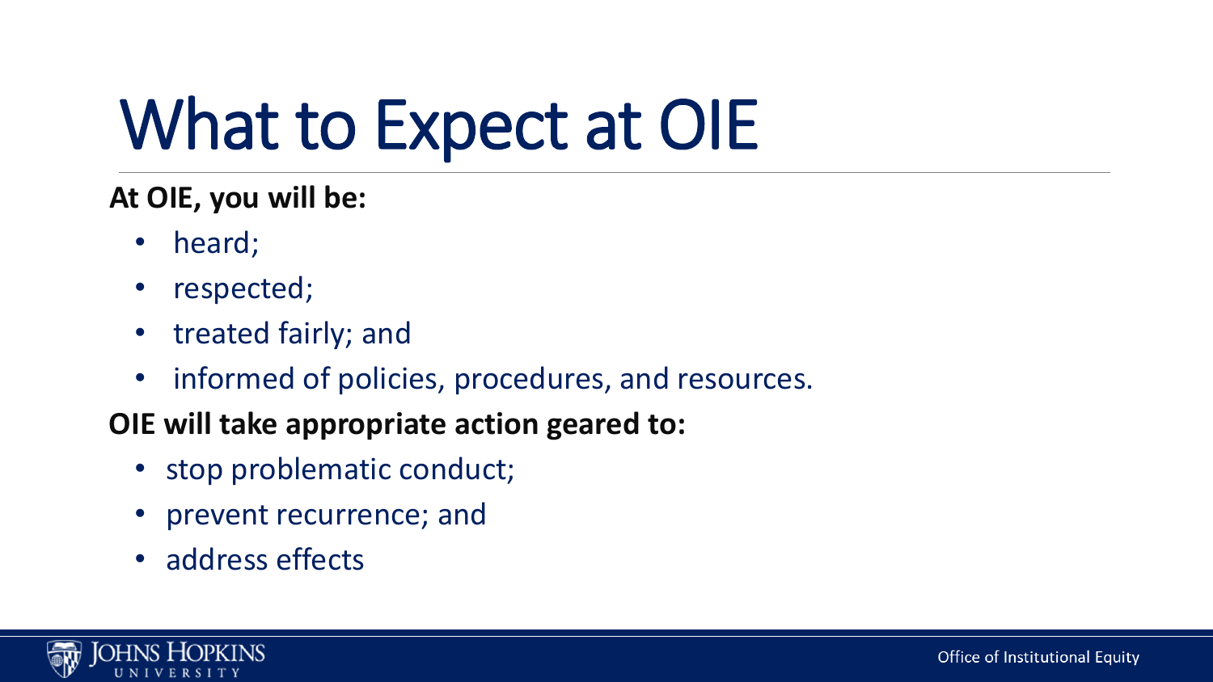# What to Expect at OIE

**At OIE, you will be:**

- heard;
- respected;
- treated fairly; and
- informed of policies, procedures, and resources.

**OIE will take appropriate action geared to:**

- stop problematic conduct;
- prevent recurrence; and
- address effects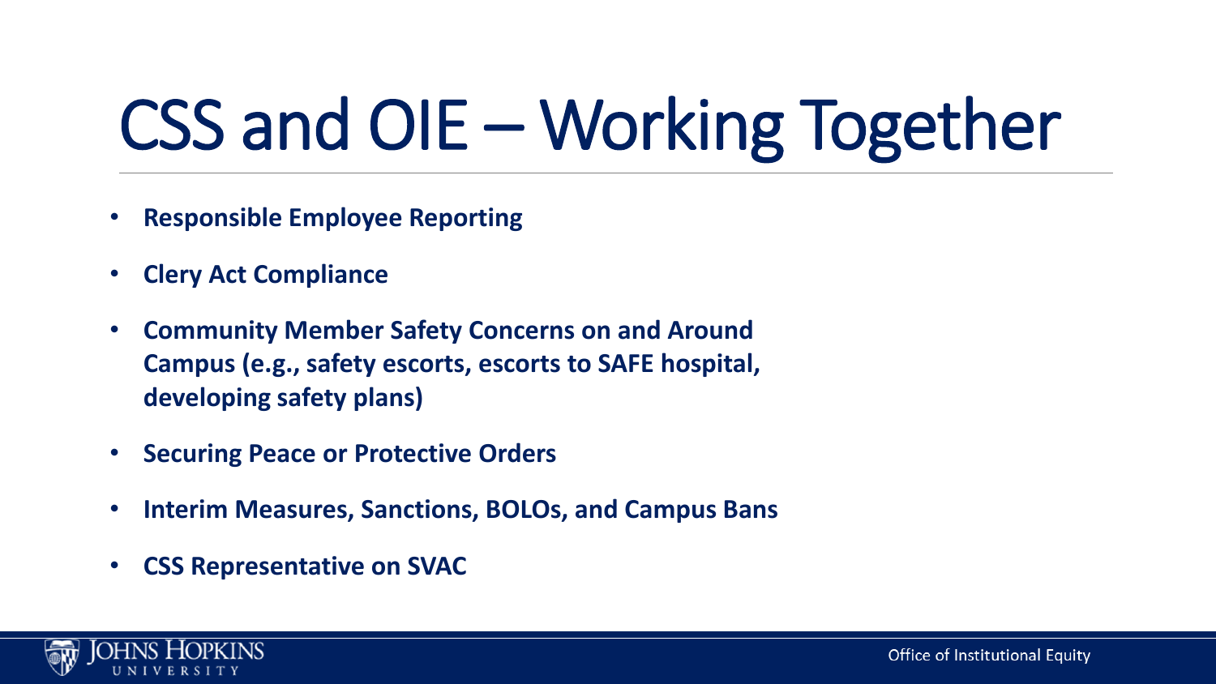# CSS and OIE – Working Together

- **Responsible Employee Reporting**
- **Clery Act Compliance**
- **Community Member Safety Concerns on and Around Campus (e.g., safety escorts, escorts to SAFE hospital, developing safety plans)**
- **Securing Peace or Protective Orders**
- **Interim Measures, Sanctions, BOLOs, and Campus Bans**
- **CSS Representative on SVAC**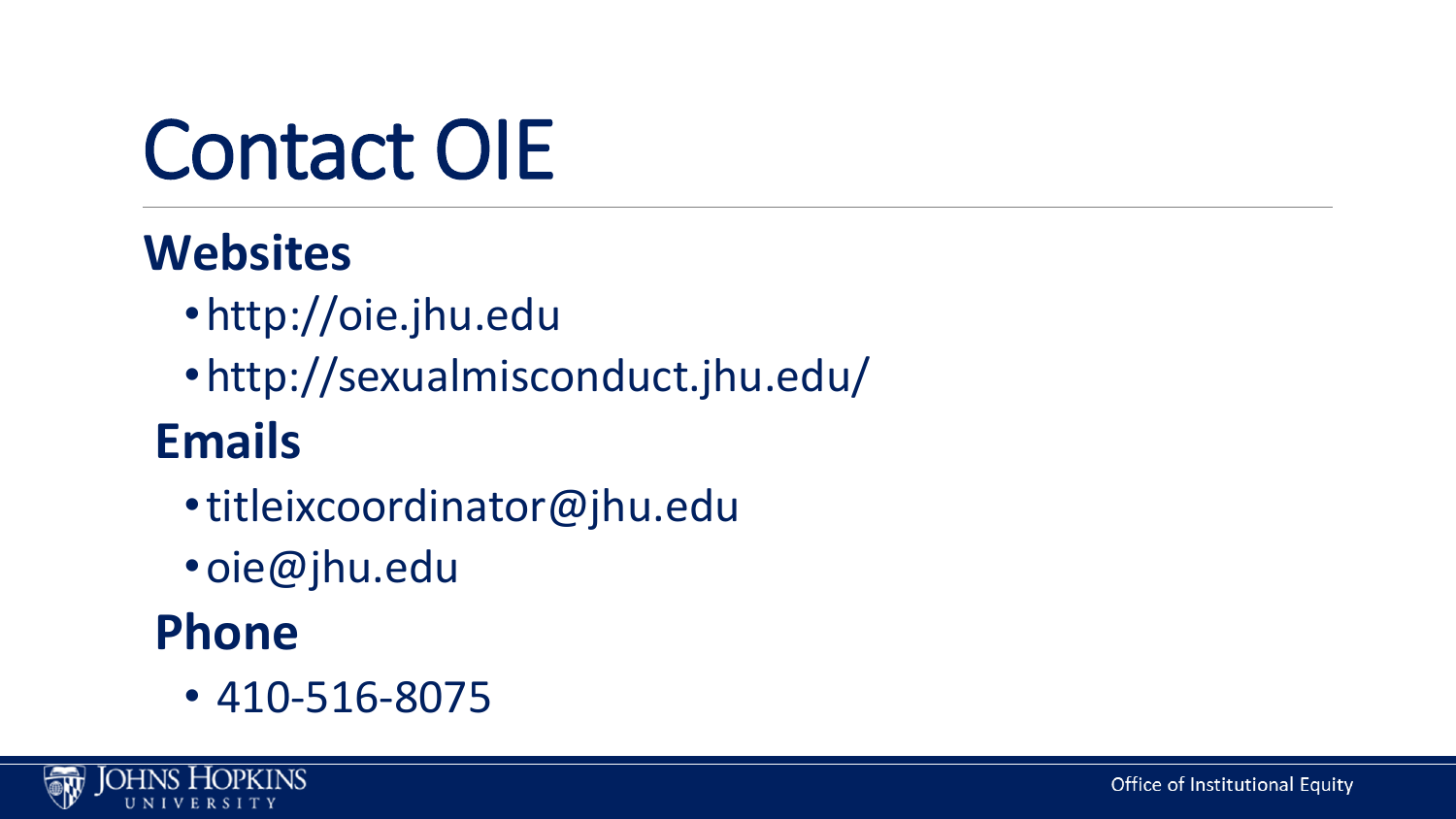# Contact OIE

## Websites

- http://oie.jhu.edu
- http://sexualmisconduct.jhu.edu/

## Emails

- titleixcoordinator@jhu.edu
- oie@jhu.edu

## Phone

- 410-516-8075